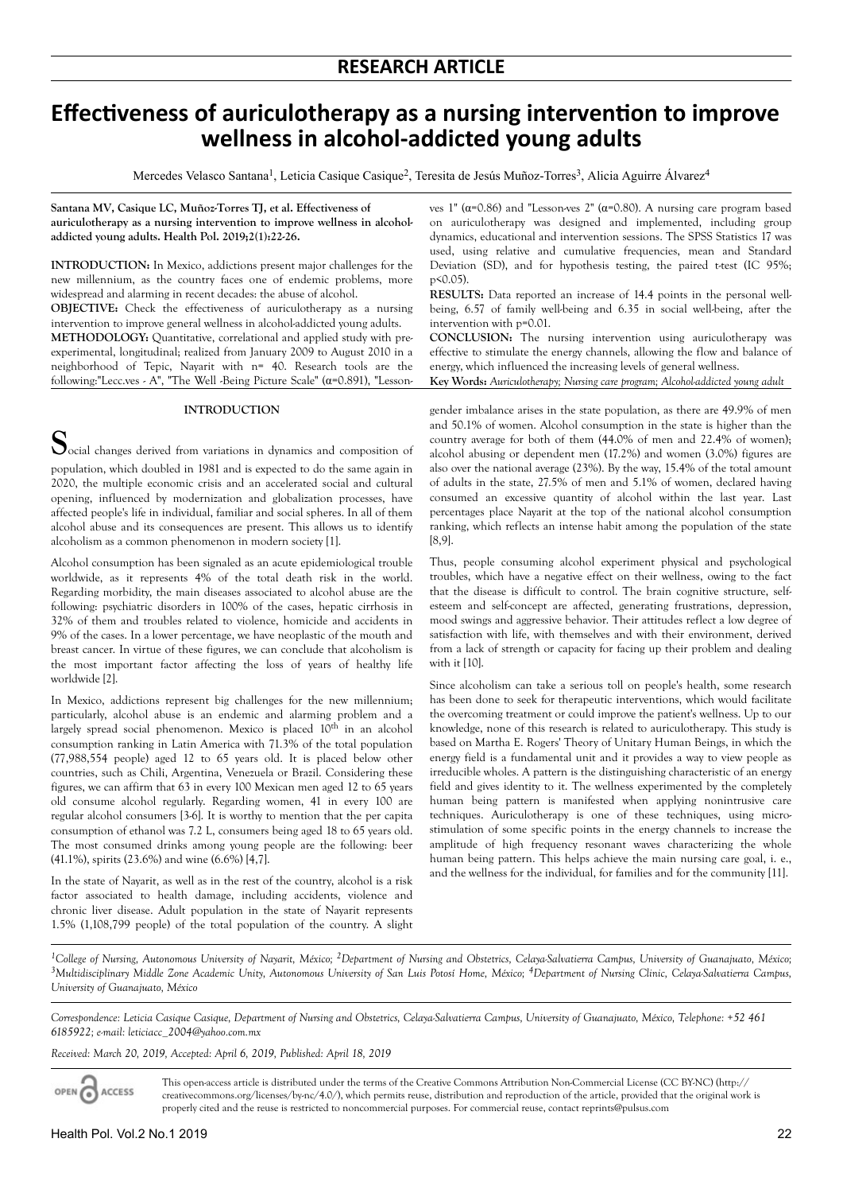## RESEARCH ARTICLE

# Effectiveness of auriculotherapy as a nursing intervention to improve wellness in alcohol-addicted young adults

Mercedes Velasco Santana[1], Leticia Casique Casique[2], Teresita de Jesús Muñoz-Torres[3], Alicia Aguirre Álvarez[4]

**Santana MV, Casique LC, Muñoz-Torres TJ, et al. Effectiveness of auriculotherapy as a nursing intervention to improve wellness in alcohol-addicted young adults. Health Pol. 2019;2(1):22-26.**

**INTRODUCTION:** In Mexico, addictions present major challenges for the new millennium, as the country faces one of endemic problems, more widespread and alarming in recent decades: the abuse of alcohol.

**OBJECTIVE:** Check the effectiveness of auriculotherapy as a nursing intervention to improve general wellness in alcohol-addicted young adults.

**METHODOLOGY:** Quantitative, correlational and applied study with pre-experimental, longitudinal; realized from January 2009 to August 2010 in a neighborhood of Tepic, Nayarit with n= 40. Research tools are the following:"Lecc.ves - A", "The Well -Being Picture Scale" (α=0.891), "Lesson-ves 1" (α=0.86) and "Lesson-ves 2" (α=0.80). A nursing care program based on auriculotherapy was designed and implemented, including group dynamics, educational and intervention sessions. The SPSS Statistics 17 was used, using relative and cumulative frequencies, mean and Standard Deviation (SD), and for hypothesis testing, the paired t-test (IC 95%; p<0.05).

**RESULTS:** Data reported an increase of 14.4 points in the personal well-being, 6.57 of family well-being and 6.35 in social well-being, after the intervention with p=0.01.

**CONCLUSION:** The nursing intervention using auriculotherapy was effective to stimulate the energy channels, allowing the flow and balance of energy, which influenced the increasing levels of general wellness.

**Key Words:** *Auriculotherapy; Nursing care program; Alcohol-addicted young adult*

## INTRODUCTION

Social changes derived from variations in dynamics and composition of population, which doubled in 1981 and is expected to do the same again in 2020, the multiple economic crisis and an accelerated social and cultural opening, influenced by modernization and globalization processes, have affected people's life in individual, familiar and social spheres. In all of them alcohol abuse and its consequences are present. This allows us to identify alcoholism as a common phenomenon in modern society [1].

Alcohol consumption has been signaled as an acute epidemiological trouble worldwide, as it represents 4% of the total death risk in the world. Regarding morbidity, the main diseases associated to alcohol abuse are the following: psychiatric disorders in 100% of the cases, hepatic cirrhosis in 32% of them and troubles related to violence, homicide and accidents in 9% of the cases. In a lower percentage, we have neoplastic of the mouth and breast cancer. In virtue of these figures, we can conclude that alcoholism is the most important factor affecting the loss of years of healthy life worldwide [2].

In Mexico, addictions represent big challenges for the new millennium; particularly, alcohol abuse is an endemic and alarming problem and a largely spread social phenomenon. Mexico is placed 10$^{th}$ in an alcohol consumption ranking in Latin America with 71.3% of the total population (77,988,554 people) aged 12 to 65 years old. It is placed below other countries, such as Chili, Argentina, Venezuela or Brazil. Considering these figures, we can affirm that 63 in every 100 Mexican men aged 12 to 65 years old consume alcohol regularly. Regarding women, 41 in every 100 are regular alcohol consumers [3-6]. It is worthy to mention that the per capita consumption of ethanol was 7.2 L, consumers being aged 18 to 65 years old. The most consumed drinks among young people are the following: beer (41.1%), spirits (23.6%) and wine (6.6%) [4,7].

In the state of Nayarit, as well as in the rest of the country, alcohol is a risk factor associated to health damage, including accidents, violence and chronic liver disease. Adult population in the state of Nayarit represents 1.5% (1,108,799 people) of the total population of the country. A slight gender imbalance arises in the state population, as there are 49.9% of men and 50.1% of women. Alcohol consumption in the state is higher than the country average for both of them (44.0% of men and 22.4% of women); alcohol abusing or dependent men (17.2%) and women (3.0%) figures are also over the national average (23%). By the way, 15.4% of the total amount of adults in the state, 27.5% of men and 5.1% of women, declared having consumed an excessive quantity of alcohol within the last year. Last percentages place Nayarit at the top of the national alcohol consumption ranking, which reflects an intense habit among the population of the state [8,9].

Thus, people consuming alcohol experiment physical and psychological troubles, which have a negative effect on their wellness, owing to the fact that the disease is difficult to control. The brain cognitive structure, self-esteem and self-concept are affected, generating frustrations, depression, mood swings and aggressive behavior. Their attitudes reflect a low degree of satisfaction with life, with themselves and with their environment, derived from a lack of strength or capacity for facing up their problem and dealing with it [10].

Since alcoholism can take a serious toll on people's health, some research has been done to seek for therapeutic interventions, which would facilitate the overcoming treatment or could improve the patient's wellness. Up to our knowledge, none of this research is related to auriculotherapy. This study is based on Martha E. Rogers' Theory of Unitary Human Beings, in which the energy field is a fundamental unit and it provides a way to view people as irreducible wholes. A pattern is the distinguishing characteristic of an energy field and gives identity to it. The wellness experimented by the completely human being pattern is manifested when applying nonintrusive care techniques. Auriculotherapy is one of these techniques, using micro-stimulation of some specific points in the energy channels to increase the amplitude of high frequency resonant waves characterizing the whole human being pattern. This helps achieve the main nursing care goal, i. e., and the wellness for the individual, for families and for the community [11].

---

*[1]College of Nursing, Autonomous University of Nayarit, México; [2]Department of Nursing and Obstetrics, Celaya-Salvatierra Campus, University of Guanajuato, México; [3]Multidisciplinary Middle Zone Academic Unity, Autonomous University of San Luis Potosí Home, México; [4]Department of Nursing Clinic, Celaya-Salvatierra Campus, University of Guanajuato, México*

*Correspondence: Leticia Casique Casique, Department of Nursing and Obstetrics, Celaya-Salvatierra Campus, University of Guanajuato, México, Telephone: +52 461 6185922; e-mail: leticiacc_2004@yahoo.com.mx*

*Received: March 20, 2019, Accepted: April 6, 2019, Published: April 18, 2019*

OPEN ACCESS

This open-access article is distributed under the terms of the Creative Commons Attribution Non-Commercial License (CC BY-NC) (http://creativecommons.org/licenses/by-nc/4.0/), which permits reuse, distribution and reproduction of the article, provided that the original work is properly cited and the reuse is restricted to noncommercial purposes. For commercial reuse, contact reprints@pulsus.com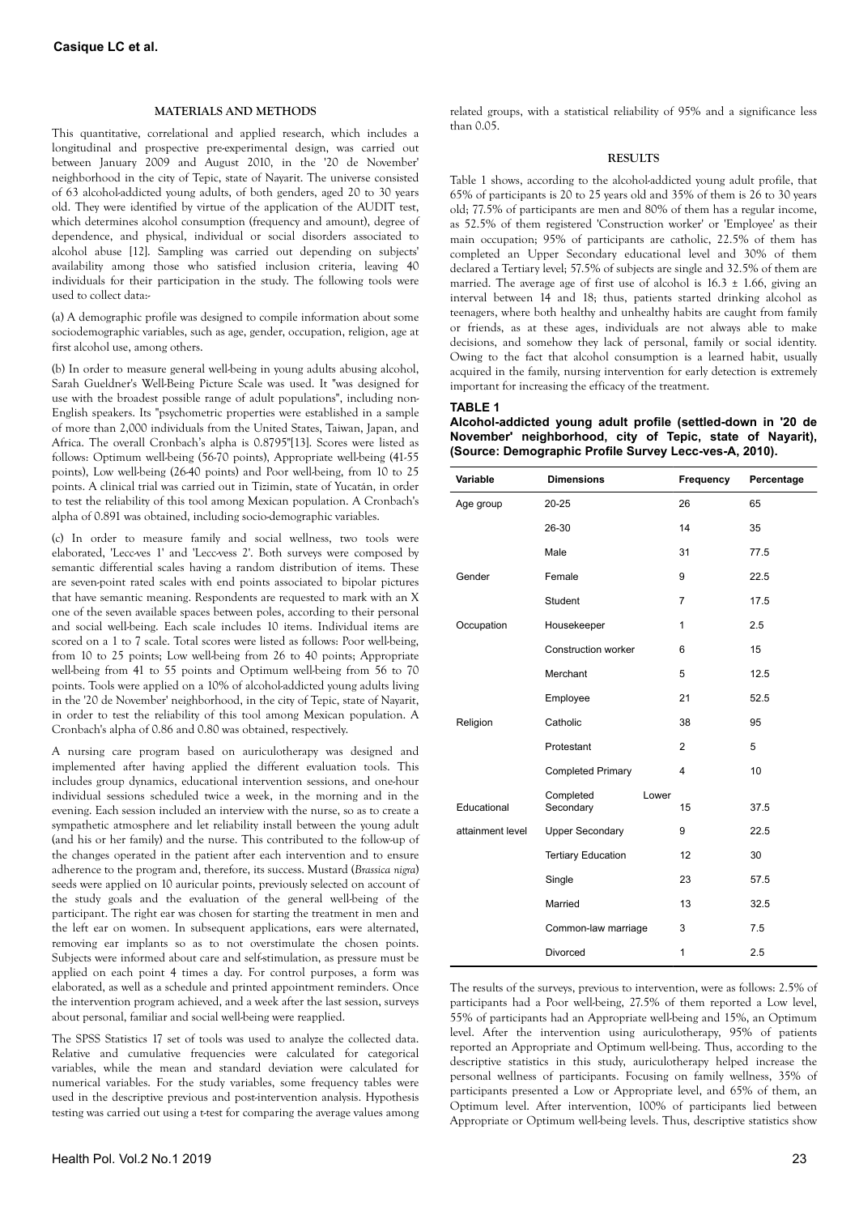## MATERIALS AND METHODS

This quantitative, correlational and applied research, which includes a longitudinal and prospective pre-experimental design, was carried out between January 2009 and August 2010, in the '20 de November' neighborhood in the city of Tepic, state of Nayarit. The universe consisted of 63 alcohol-addicted young adults, of both genders, aged 20 to 30 years old. They were identified by virtue of the application of the AUDIT test, which determines alcohol consumption (frequency and amount), degree of dependence, and physical, individual or social disorders associated to alcohol abuse [12]. Sampling was carried out depending on subjects' availability among those who satisfied inclusion criteria, leaving 40 individuals for their participation in the study. The following tools were used to collect data:-

(a) A demographic profile was designed to compile information about some sociodemographic variables, such as age, gender, occupation, religion, age at first alcohol use, among others.

(b) In order to measure general well-being in young adults abusing alcohol, Sarah Gueldner's Well-Being Picture Scale was used. It "was designed for use with the broadest possible range of adult populations", including non-English speakers. Its "psychometric properties were established in a sample of more than 2,000 individuals from the United States, Taiwan, Japan, and Africa. The overall Cronbach's alpha is 0.8795"[13]. Scores were listed as follows: Optimum well-being (56-70 points), Appropriate well-being (41-55 points), Low well-being (26-40 points) and Poor well-being, from 10 to 25 points. A clinical trial was carried out in Tizimin, state of Yucatán, in order to test the reliability of this tool among Mexican population. A Cronbach's alpha of 0.891 was obtained, including socio-demographic variables.

(c) In order to measure family and social wellness, two tools were elaborated, 'Lecc-ves 1' and 'Lecc-vess 2'. Both surveys were composed by semantic differential scales having a random distribution of items. These are seven-point rated scales with end points associated to bipolar pictures that have semantic meaning. Respondents are requested to mark with an X one of the seven available spaces between poles, according to their personal and social well-being. Each scale includes 10 items. Individual items are scored on a 1 to 7 scale. Total scores were listed as follows: Poor well-being, from 10 to 25 points; Low well-being from 26 to 40 points; Appropriate well-being from 41 to 55 points and Optimum well-being from 56 to 70 points. Tools were applied on a 10% of alcohol-addicted young adults living in the '20 de November' neighborhood, in the city of Tepic, state of Nayarit, in order to test the reliability of this tool among Mexican population. A Cronbach's alpha of 0.86 and 0.80 was obtained, respectively.

A nursing care program based on auriculotherapy was designed and implemented after having applied the different evaluation tools. This includes group dynamics, educational intervention sessions, and one-hour individual sessions scheduled twice a week, in the morning and in the evening. Each session included an interview with the nurse, so as to create a sympathetic atmosphere and let reliability install between the young adult (and his or her family) and the nurse. This contributed to the follow-up of the changes operated in the patient after each intervention and to ensure adherence to the program and, therefore, its success. Mustard (*Brassica nigra*) seeds were applied on 10 auricular points, previously selected on account of the study goals and the evaluation of the general well-being of the participant. The right ear was chosen for starting the treatment in men and the left ear on women. In subsequent applications, ears were alternated, removing ear implants so as to not overstimulate the chosen points. Subjects were informed about care and self-stimulation, as pressure must be applied on each point 4 times a day. For control purposes, a form was elaborated, as well as a schedule and printed appointment reminders. Once the intervention program achieved, and a week after the last session, surveys about personal, familiar and social well-being were reapplied.

The SPSS Statistics 17 set of tools was used to analyze the collected data. Relative and cumulative frequencies were calculated for categorical variables, while the mean and standard deviation were calculated for numerical variables. For the study variables, some frequency tables were used in the descriptive previous and post-intervention analysis. Hypothesis testing was carried out using a t-test for comparing the average values among related groups, with a statistical reliability of 95% and a significance less than 0.05.

## RESULTS

Table 1 shows, according to the alcohol-addicted young adult profile, that 65% of participants is 20 to 25 years old and 35% of them is 26 to 30 years old; 77.5% of participants are men and 80% of them has a regular income, as 52.5% of them registered 'Construction worker' or 'Employee' as their main occupation; 95% of participants are catholic, 22.5% of them has completed an Upper Secondary educational level and 30% of them declared a Tertiary level; 57.5% of subjects are single and 32.5% of them are married. The average age of first use of alcohol is 16.3 ± 1.66, giving an interval between 14 and 18; thus, patients started drinking alcohol as teenagers, where both healthy and unhealthy habits are caught from family or friends, as at these ages, individuals are not always able to make decisions, and somehow they lack of personal, family or social identity. Owing to the fact that alcohol consumption is a learned habit, usually acquired in the family, nursing intervention for early detection is extremely important for increasing the efficacy of the treatment.

**TABLE 1**
**Alcohol-addicted young adult profile (settled-down in '20 de November' neighborhood, city of Tepic, state of Nayarit), (Source: Demographic Profile Survey Lecc-ves-A, 2010).**

| Variable | Dimensions | Frequency | Percentage |
|---|---|---|---|
| Age group | 20-25 | 26 | 65 |
| | 26-30 | 14 | 35 |
| | Male | 31 | 77.5 |
| Gender | Female | 9 | 22.5 |
| | Student | 7 | 17.5 |
| Occupation | Housekeeper | 1 | 2.5 |
| | Construction worker | 6 | 15 |
| | Merchant | 5 | 12.5 |
| | Employee | 21 | 52.5 |
| Religion | Catholic | 38 | 95 |
| | Protestant | 2 | 5 |
| | Completed Primary | 4 | 10 |
| Educational | Completed Lower Secondary | 15 | 37.5 |
| attainment level | Upper Secondary | 9 | 22.5 |
| | Tertiary Education | 12 | 30 |
| | Single | 23 | 57.5 |
| | Married | 13 | 32.5 |
| | Common-law marriage | 3 | 7.5 |
| | Divorced | 1 | 2.5 |

The results of the surveys, previous to intervention, were as follows: 2.5% of participants had a Poor well-being, 27.5% of them reported a Low level, 55% of participants had an Appropriate well-being and 15%, an Optimum level. After the intervention using auriculotherapy, 95% of patients reported an Appropriate and Optimum well-being. Thus, according to the descriptive statistics in this study, auriculotherapy helped increase the personal wellness of participants. Focusing on family wellness, 35% of participants presented a Low or Appropriate level, and 65% of them, an Optimum level. After intervention, 100% of participants lied between Appropriate or Optimum well-being levels. Thus, descriptive statistics show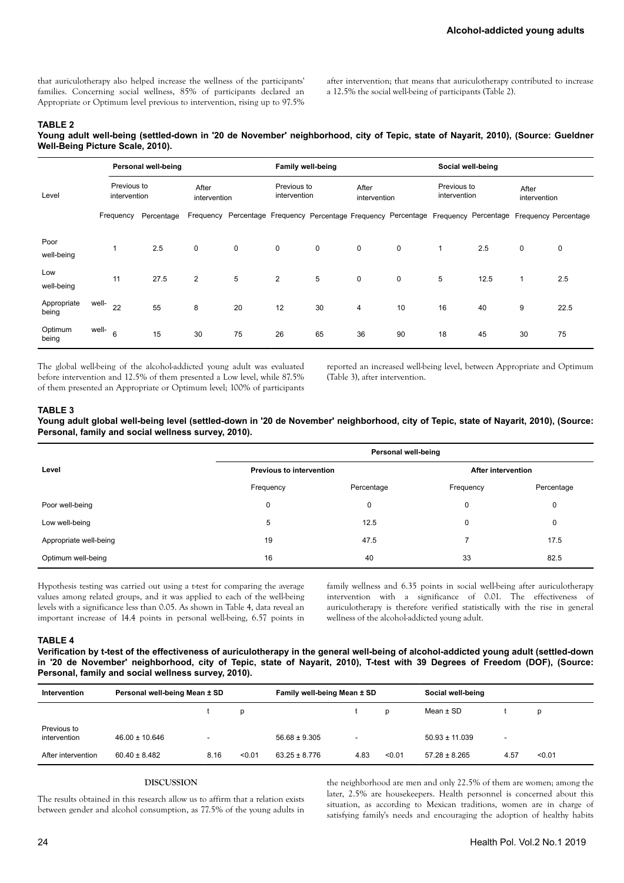that auriculotherapy also helped increase the wellness of the participants' families. Concerning social wellness, 85% of participants declared an Appropriate or Optimum level previous to intervention, rising up to 97.5% after intervention; that means that auriculotherapy contributed to increase a 12.5% the social well-being of participants (Table 2).

**TABLE 2**

**Young adult well-being (settled-down in '20 de November' neighborhood, city of Tepic, state of Nayarit, 2010), (Source: Gueldner Well-Being Picture Scale, 2010).**

| Level | Personal well-being | | | | Family well-being | | | | Social well-being | | | |
|---|---|---|---|---|---|---|---|---|---|---|---|---|
| | Previous to intervention | | After intervention | | Previous to intervention | | After intervention | | Previous to intervention | | After intervention | |
| | Frequency | Percentage | Frequency | Percentage | Frequency | Percentage | Frequency | Percentage | Frequency | Percentage | Frequency | Percentage |
| Poor well-being | 1 | 2.5 | 0 | 0 | 0 | 0 | 0 | 0 | 1 | 2.5 | 0 | 0 |
| Low well-being | 11 | 27.5 | 2 | 5 | 2 | 5 | 0 | 0 | 5 | 12.5 | 1 | 2.5 |
| Appropriate well-being | 22 | 55 | 8 | 20 | 12 | 30 | 4 | 10 | 16 | 40 | 9 | 22.5 |
| Optimum well-being | 6 | 15 | 30 | 75 | 26 | 65 | 36 | 90 | 18 | 45 | 30 | 75 |

The global well-being of the alcohol-addicted young adult was evaluated before intervention and 12.5% of them presented a Low level, while 87.5% of them presented an Appropriate or Optimum level; 100% of participants reported an increased well-being level, between Appropriate and Optimum (Table 3), after intervention.

**TABLE 3**

**Young adult global well-being level (settled-down in '20 de November' neighborhood, city of Tepic, state of Nayarit, 2010), (Source: Personal, family and social wellness survey, 2010).**

| Level | Personal well-being | | | |
|---|---|---|---|---|
| | Previous to intervention | | After intervention | |
| | Frequency | Percentage | Frequency | Percentage |
| Poor well-being | 0 | 0 | 0 | 0 |
| Low well-being | 5 | 12.5 | 0 | 0 |
| Appropriate well-being | 19 | 47.5 | 7 | 17.5 |
| Optimum well-being | 16 | 40 | 33 | 82.5 |

Hypothesis testing was carried out using a t-test for comparing the average values among related groups, and it was applied to each of the well-being levels with a significance less than 0.05. As shown in Table 4, data reveal an important increase of 14.4 points in personal well-being, 6.57 points in family wellness and 6.35 points in social well-being after auriculotherapy intervention with a significance of 0.01. The effectiveness of auriculotherapy is therefore verified statistically with the rise in general wellness of the alcohol-addicted young adult.

**TABLE 4**

**Verification by t-test of the effectiveness of auriculotherapy in the general well-being of alcohol-addicted young adult (settled-down in '20 de November' neighborhood, city of Tepic, state of Nayarit, 2010), T-test with 39 Degrees of Freedom (DOF), (Source: Personal, family and social wellness survey, 2010).**

| Intervention | Personal well-being Mean ± SD | t | p | Family well-being Mean ± SD | t | p | Social well-being Mean ± SD | t | p |
|---|---|---|---|---|---|---|---|---|---|
| Previous to intervention | 46.00 ± 10.646 | - | | 56.68 ± 9.305 | - | | 50.93 ± 11.039 | - | |
| After intervention | 60.40 ± 8.482 | 8.16 | <0.01 | 63.25 ± 8.776 | 4.83 | <0.01 | 57.28 ± 8.265 | 4.57 | <0.01 |

## DISCUSSION

The results obtained in this research allow us to affirm that a relation exists between gender and alcohol consumption, as 77.5% of the young adults in the neighborhood are men and only 22.5% of them are women; among the later, 2.5% are housekeepers. Health personnel is concerned about this situation, as according to Mexican traditions, women are in charge of satisfying family's needs and encouraging the adoption of healthy habits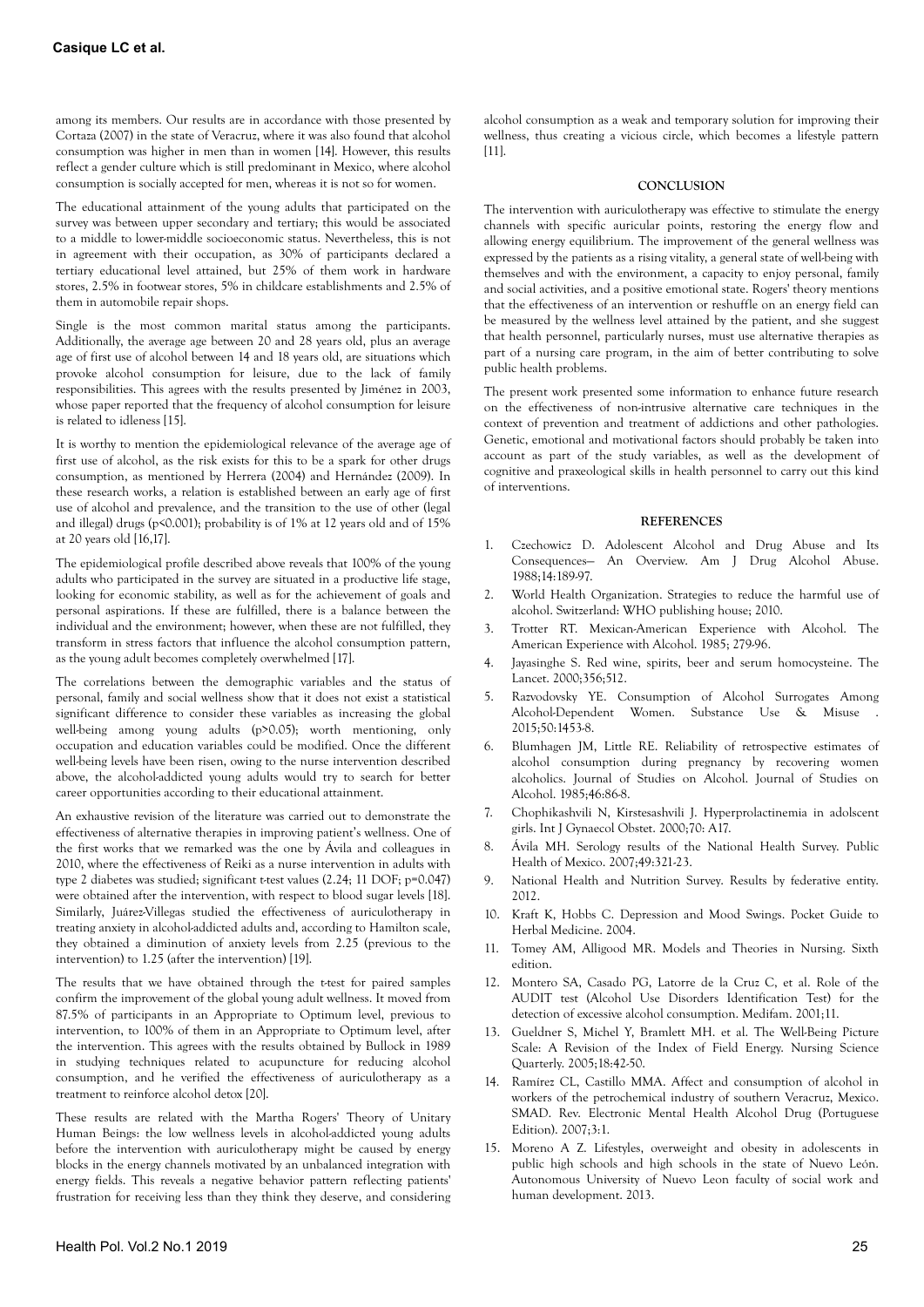among its members. Our results are in accordance with those presented by Cortaza (2007) in the state of Veracruz, where it was also found that alcohol consumption was higher in men than in women [14]. However, this results reflect a gender culture which is still predominant in Mexico, where alcohol consumption is socially accepted for men, whereas it is not so for women.

The educational attainment of the young adults that participated on the survey was between upper secondary and tertiary; this would be associated to a middle to lower-middle socioeconomic status. Nevertheless, this is not in agreement with their occupation, as 30% of participants declared a tertiary educational level attained, but 25% of them work in hardware stores, 2.5% in footwear stores, 5% in childcare establishments and 2.5% of them in automobile repair shops.

Single is the most common marital status among the participants. Additionally, the average age between 20 and 28 years old, plus an average age of first use of alcohol between 14 and 18 years old, are situations which provoke alcohol consumption for leisure, due to the lack of family responsibilities. This agrees with the results presented by Jiménez in 2003, whose paper reported that the frequency of alcohol consumption for leisure is related to idleness [15].

It is worthy to mention the epidemiological relevance of the average age of first use of alcohol, as the risk exists for this to be a spark for other drugs consumption, as mentioned by Herrera (2004) and Hernández (2009). In these research works, a relation is established between an early age of first use of alcohol and prevalence, and the transition to the use of other (legal and illegal) drugs ($p<0.001$); probability is of 1% at 12 years old and of 15% at 20 years old [16,17].

The epidemiological profile described above reveals that 100% of the young adults who participated in the survey are situated in a productive life stage, looking for economic stability, as well as for the achievement of goals and personal aspirations. If these are fulfilled, there is a balance between the individual and the environment; however, when these are not fulfilled, they transform in stress factors that influence the alcohol consumption pattern, as the young adult becomes completely overwhelmed [17].

The correlations between the demographic variables and the status of personal, family and social wellness show that it does not exist a statistical significant difference to consider these variables as increasing the global well-being among young adults ($p>0.05$); worth mentioning, only occupation and education variables could be modified. Once the different well-being levels have been risen, owing to the nurse intervention described above, the alcohol-addicted young adults would try to search for better career opportunities according to their educational attainment.

An exhaustive revision of the literature was carried out to demonstrate the effectiveness of alternative therapies in improving patient's wellness. One of the first works that we remarked was the one by Ávila and colleagues in 2010, where the effectiveness of Reiki as a nurse intervention in adults with type 2 diabetes was studied; significant t-test values (2.24; 11 DOF; $p=0.047$) were obtained after the intervention, with respect to blood sugar levels [18]. Similarly, Juárez-Villegas studied the effectiveness of auriculotherapy in treating anxiety in alcohol-addicted adults and, according to Hamilton scale, they obtained a diminution of anxiety levels from 2.25 (previous to the intervention) to 1.25 (after the intervention) [19].

The results that we have obtained through the t-test for paired samples confirm the improvement of the global young adult wellness. It moved from 87.5% of participants in an Appropriate to Optimum level, previous to intervention, to 100% of them in an Appropriate to Optimum level, after the intervention. This agrees with the results obtained by Bullock in 1989 in studying techniques related to acupuncture for reducing alcohol consumption, and he verified the effectiveness of auriculotherapy as a treatment to reinforce alcohol detox [20].

These results are related with the Martha Rogers' Theory of Unitary Human Beings: the low wellness levels in alcohol-addicted young adults before the intervention with auriculotherapy might be caused by energy blocks in the energy channels motivated by an unbalanced integration with energy fields. This reveals a negative behavior pattern reflecting patients' frustration for receiving less than they think they deserve, and considering alcohol consumption as a weak and temporary solution for improving their wellness, thus creating a vicious circle, which becomes a lifestyle pattern [11].

## CONCLUSION

The intervention with auriculotherapy was effective to stimulate the energy channels with specific auricular points, restoring the energy flow and allowing energy equilibrium. The improvement of the general wellness was expressed by the patients as a rising vitality, a general state of well-being with themselves and with the environment, a capacity to enjoy personal, family and social activities, and a positive emotional state. Rogers' theory mentions that the effectiveness of an intervention or reshuffle on an energy field can be measured by the wellness level attained by the patient, and she suggest that health personnel, particularly nurses, must use alternative therapies as part of a nursing care program, in the aim of better contributing to solve public health problems.

The present work presented some information to enhance future research on the effectiveness of non-intrusive alternative care techniques in the context of prevention and treatment of addictions and other pathologies. Genetic, emotional and motivational factors should probably be taken into account as part of the study variables, as well as the development of cognitive and praxeological skills in health personnel to carry out this kind of interventions.

## REFERENCES

1. Czechowicz D. Adolescent Alcohol and Drug Abuse and Its Consequences— An Overview. Am J Drug Alcohol Abuse. 1988;14:189-97.
2. World Health Organization. Strategies to reduce the harmful use of alcohol. Switzerland: WHO publishing house; 2010.
3. Trotter RT. Mexican-American Experience with Alcohol. The American Experience with Alcohol. 1985; 279-96.
4. Jayasinghe S. Red wine, spirits, beer and serum homocysteine. The Lancet. 2000;356;512.
5. Razvodovsky YE. Consumption of Alcohol Surrogates Among Alcohol-Dependent Women. Substance Use & Misuse . 2015;50:1453-8.
6. Blumhagen JM, Little RE. Reliability of retrospective estimates of alcohol consumption during pregnancy by recovering women alcoholics. Journal of Studies on Alcohol. Journal of Studies on Alcohol. 1985;46:86-8.
7. Chophikashvili N, Kirstesashvili J. Hyperprolactinemia in adolscent girls. Int J Gynaecol Obstet. 2000;70: A17.
8. Ávila MH. Serology results of the National Health Survey. Public Health of Mexico. 2007;49:321-23.
9. National Health and Nutrition Survey. Results by federative entity. 2012.
10. Kraft K, Hobbs C. Depression and Mood Swings. Pocket Guide to Herbal Medicine. 2004.
11. Tomey AM, Alligood MR. Models and Theories in Nursing. Sixth edition.
12. Montero SA, Casado PG, Latorre de la Cruz C, et al. Role of the AUDIT test (Alcohol Use Disorders Identification Test) for the detection of excessive alcohol consumption. Medifam. 2001;11.
13. Gueldner S, Michel Y, Bramlett MH. et al. The Well-Being Picture Scale: A Revision of the Index of Field Energy. Nursing Science Quarterly. 2005;18:42-50.
14. Ramírez CL, Castillo MMA. Affect and consumption of alcohol in workers of the petrochemical industry of southern Veracruz, Mexico. SMAD. Rev. Electronic Mental Health Alcohol Drug (Portuguese Edition). 2007;3:1.
15. Moreno A Z. Lifestyles, overweight and obesity in adolescents in public high schools and high schools in the state of Nuevo León. Autonomous University of Nuevo Leon faculty of social work and human development. 2013.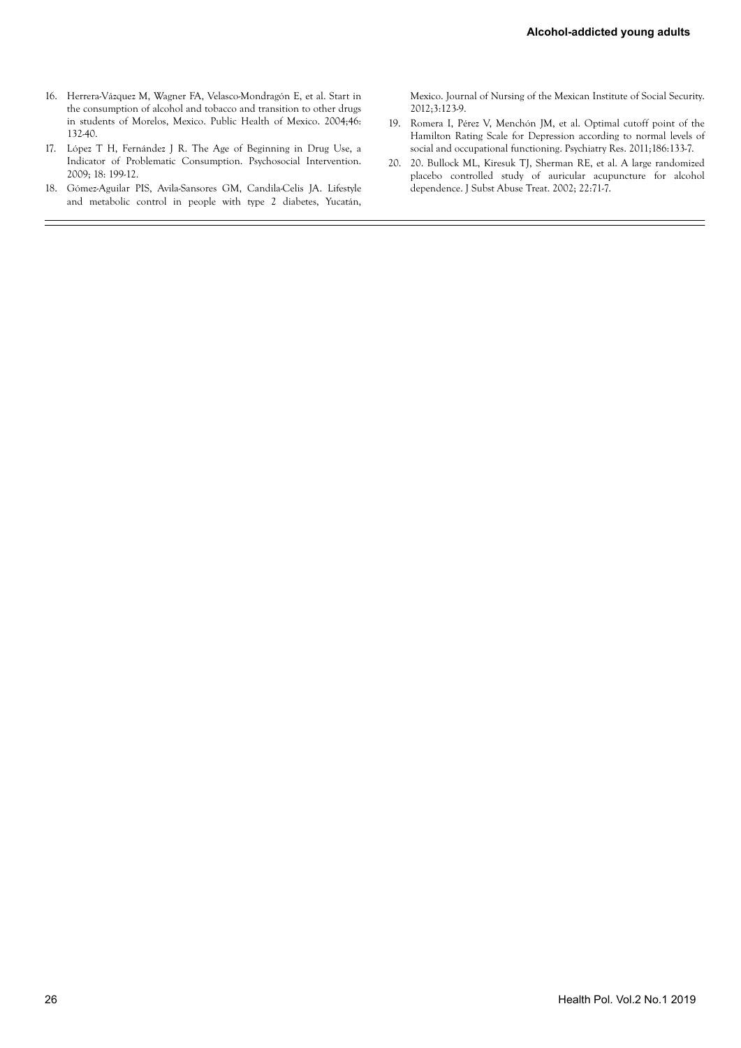16. Herrera-Vázquez M, Wagner FA, Velasco-Mondragón E, et al. Start in the consumption of alcohol and tobacco and transition to other drugs in students of Morelos, Mexico. Public Health of Mexico. 2004;46: 132-40.
17. López T H, Fernández J R. The Age of Beginning in Drug Use, a Indicator of Problematic Consumption. Psychosocial Intervention. 2009; 18: 199-12.
18. Gómez-Aguilar PIS, Avila-Sansores GM, Candila-Celis JA. Lifestyle and metabolic control in people with type 2 diabetes, Yucatán, Mexico. Journal of Nursing of the Mexican Institute of Social Security. 2012;3:123-9.
19. Romera I, Pérez V, Menchón JM, et al. Optimal cutoff point of the Hamilton Rating Scale for Depression according to normal levels of social and occupational functioning. Psychiatry Res. 2011;186:133-7.
20. 20. Bullock ML, Kiresuk TJ, Sherman RE, et al. A large randomized placebo controlled study of auricular acupuncture for alcohol dependence. J Subst Abuse Treat. 2002; 22:71-7.